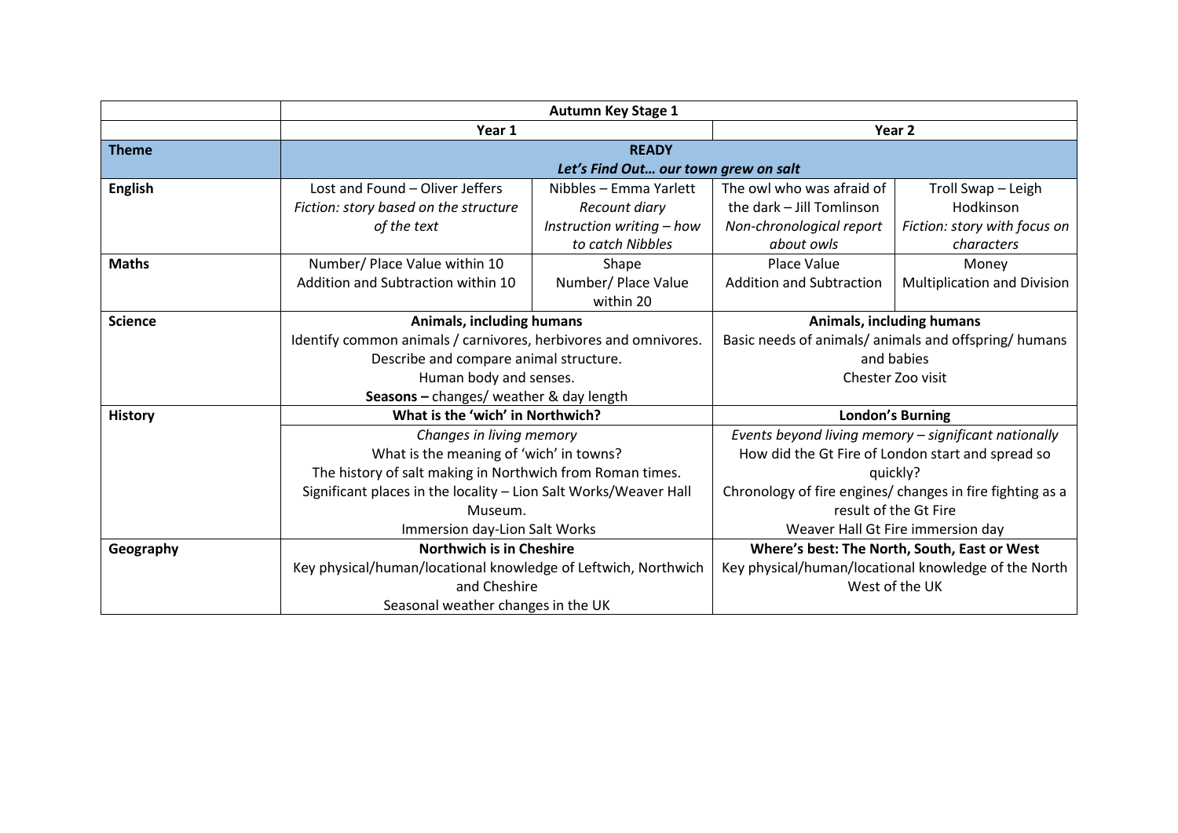| | Autumn Key Stage 1 | | | |
|---|---|---|---|---|
| | Year 1 | | Year 2 | |
| **Theme** | **READY** *Let's Find Out… our town grew on salt* | | | |
| **English** | Lost and Found – Oliver Jeffers *Fiction: story based on the structure of the text* | Nibbles – Emma Yarlett *Recount diary* *Instruction writing – how to catch Nibbles* | The owl who was afraid of the dark – Jill Tomlinson *Non-chronological report about owls* | Troll Swap – Leigh Hodkinson *Fiction: story with focus on characters* |
| **Maths** | Number/ Place Value within 10 Addition and Subtraction within 10 | Shape Number/ Place Value within 20 | Place Value Addition and Subtraction | Money Multiplication and Division |
| **Science** | **Animals, including humans** Identify common animals / carnivores, herbivores and omnivores. Describe and compare animal structure. Human body and senses. **Seasons –** changes/ weather & day length | | **Animals, including humans** Basic needs of animals/ animals and offspring/ humans and babies Chester Zoo visit | |
| **History** | **What is the 'wich' in Northwich?** | | **London's Burning** | |
| | *Changes in living memory* What is the meaning of 'wich' in towns? The history of salt making in Northwich from Roman times. Significant places in the locality – Lion Salt Works/Weaver Hall Museum. Immersion day-Lion Salt Works | | *Events beyond living memory – significant nationally* How did the Gt Fire of London start and spread so quickly? Chronology of fire engines/ changes in fire fighting as a result of the Gt Fire Weaver Hall Gt Fire immersion day | |
| **Geography** | **Northwich is in Cheshire** Key physical/human/locational knowledge of Leftwich, Northwich and Cheshire Seasonal weather changes in the UK | | **Where's best: The North, South, East or West** Key physical/human/locational knowledge of the North West of the UK | |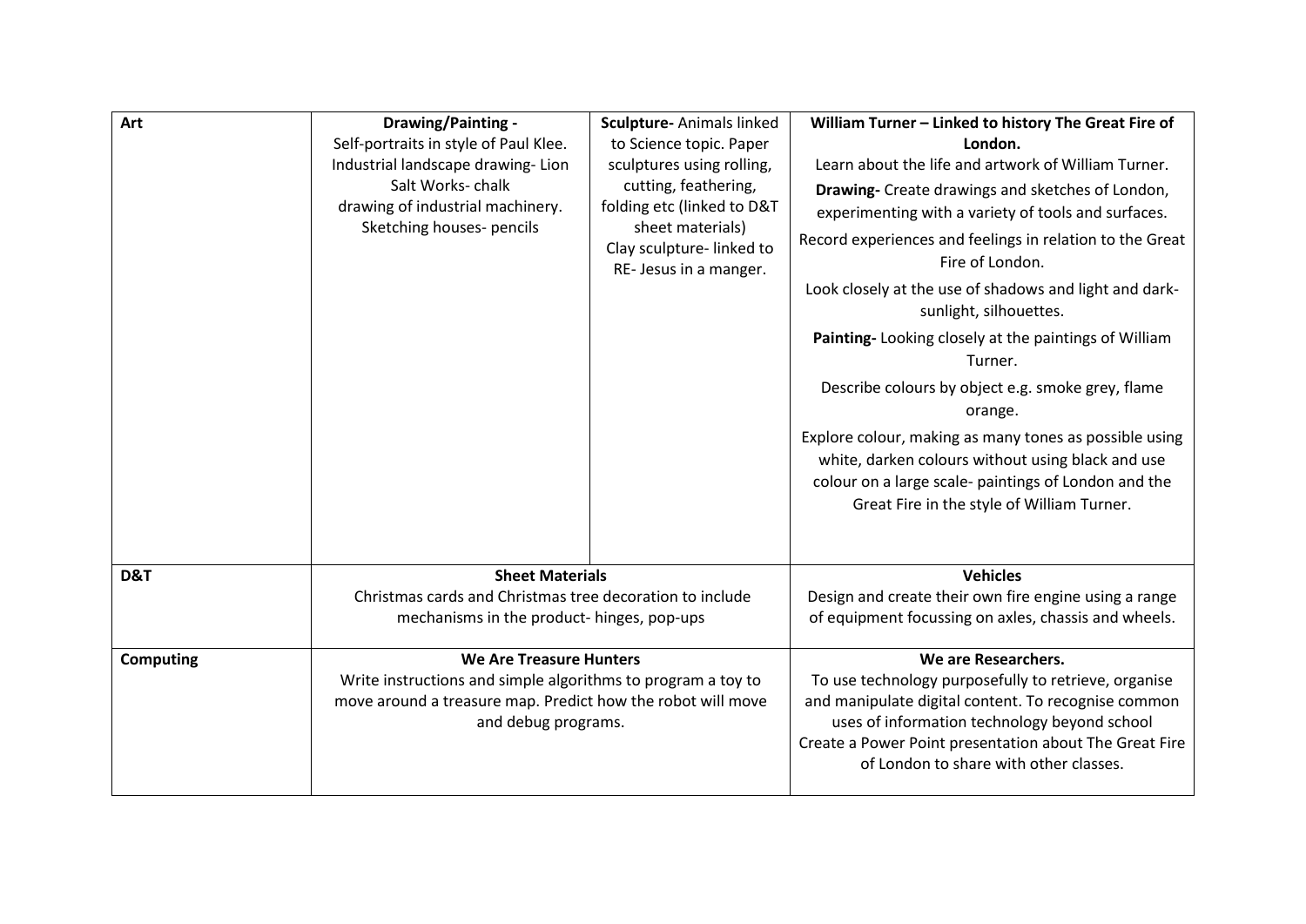| Art | **Drawing/Painting -** Self-portraits in style of Paul Klee. Industrial landscape drawing- Lion Salt Works- chalk drawing of industrial machinery. Sketching houses- pencils | **Sculpture-** Animals linked to Science topic. Paper sculptures using rolling, cutting, feathering, folding etc (linked to D&T sheet materials) Clay sculpture- linked to RE- Jesus in a manger. | **William Turner – Linked to history The Great Fire of London.** Learn about the life and artwork of William Turner. **Drawing-** Create drawings and sketches of London, experimenting with a variety of tools and surfaces. Record experiences and feelings in relation to the Great Fire of London. Look closely at the use of shadows and light and dark- sunlight, silhouettes. **Painting-** Looking closely at the paintings of William Turner. Describe colours by object e.g. smoke grey, flame orange. Explore colour, making as many tones as possible using white, darken colours without using black and use colour on a large scale- paintings of London and the Great Fire in the style of William Turner. |
|---|---|---|---|
| **D&T** | **Sheet Materials** Christmas cards and Christmas tree decoration to include mechanisms in the product- hinges, pop-ups | | **Vehicles** Design and create their own fire engine using a range of equipment focussing on axles, chassis and wheels. |
| **Computing** | **We Are Treasure Hunters** Write instructions and simple algorithms to program a toy to move around a treasure map. Predict how the robot will move and debug programs. | | **We are Researchers.** To use technology purposefully to retrieve, organise and manipulate digital content. To recognise common uses of information technology beyond school Create a Power Point presentation about The Great Fire of London to share with other classes. |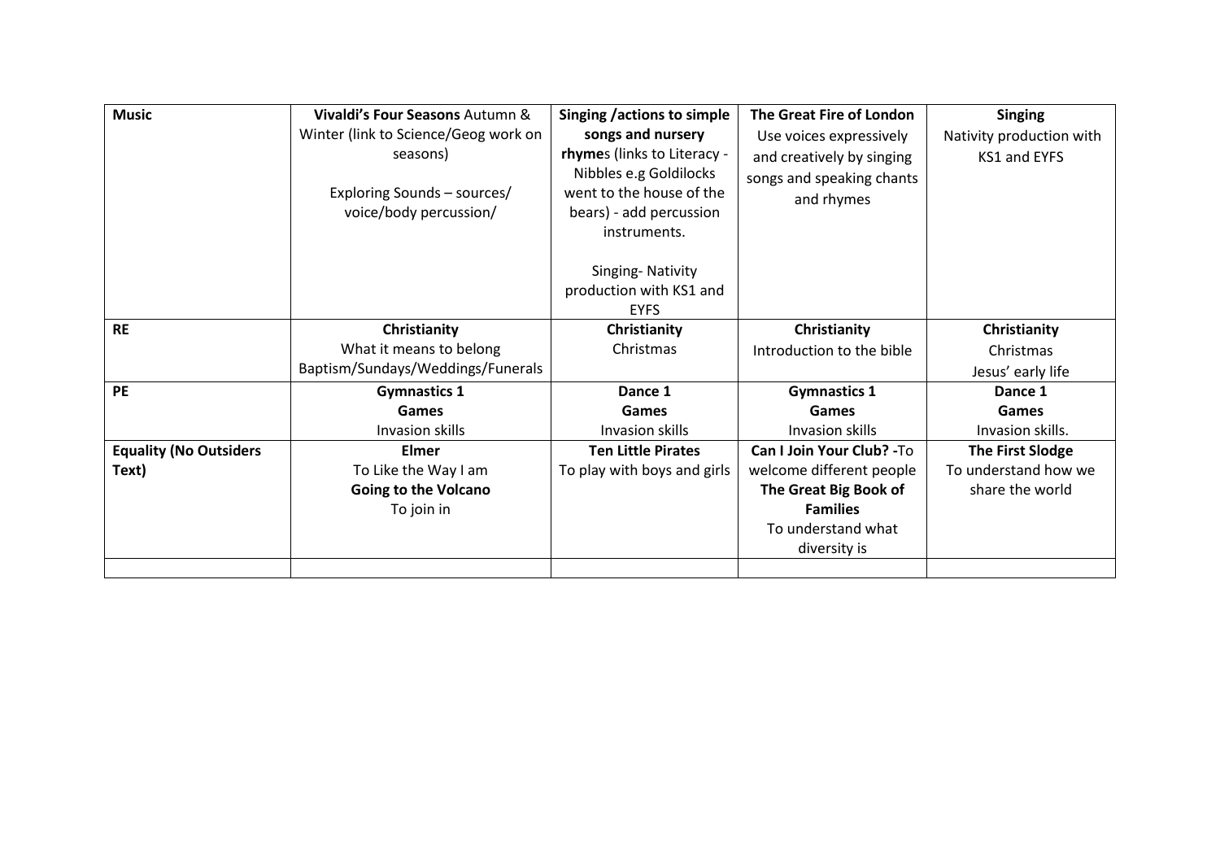| Music | **Vivaldi's Four Seasons** Autumn & Winter (link to Science/Geog work on seasons)<br><br>Exploring Sounds – sources/ voice/body percussion/ | **Singing /actions to simple songs and nursery rhyme**s (links to Literacy - Nibbles e.g Goldilocks went to the house of the bears) - add percussion instruments.<br><br>Singing- Nativity production with KS1 and EYFS | **The Great Fire of London**<br>Use voices expressively and creatively by singing songs and speaking chants and rhymes | **Singing**<br>Nativity production with KS1 and EYFS |
|---|---|---|---|---|
| **RE** | **Christianity**<br>What it means to belong<br>Baptism/Sundays/Weddings/Funerals | **Christianity**<br>Christmas | **Christianity**<br>Introduction to the bible | **Christianity**<br>Christmas<br>Jesus' early life |
| **PE** | **Gymnastics 1**<br>**Games**<br>Invasion skills | **Dance 1**<br>**Games**<br>Invasion skills | **Gymnastics 1**<br>**Games**<br>Invasion skills | **Dance 1**<br>**Games**<br>Invasion skills. |
| **Equality (No Outsiders Text)** | **Elmer**<br>To Like the Way I am<br>**Going to the Volcano**<br>To join in | **Ten Little Pirates**<br>To play with boys and girls | **Can I Join Your Club? -**To welcome different people<br>**The Great Big Book of Families**<br>To understand what diversity is | **The First Slodge**<br>To understand how we share the world |
| | | | | |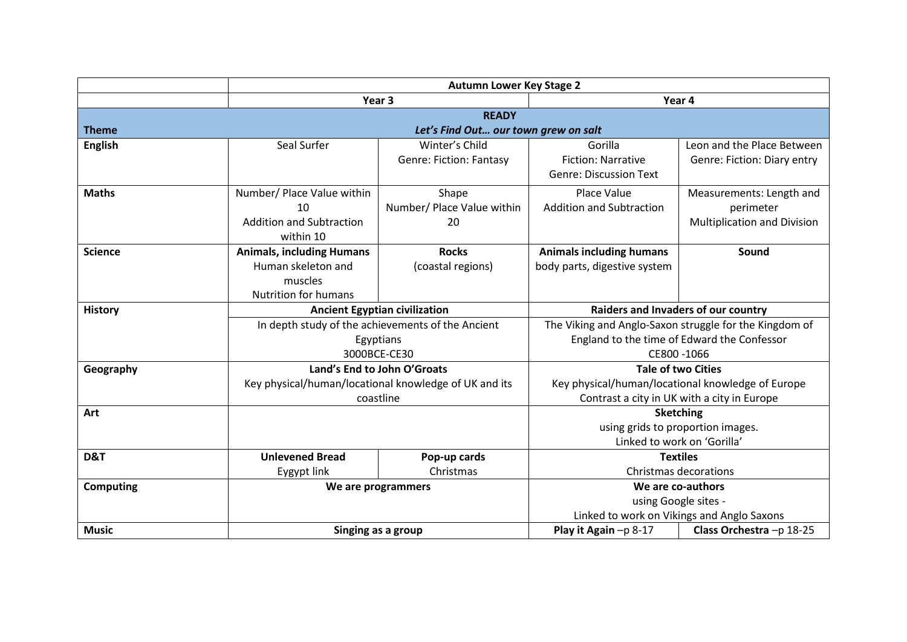| | Autumn Lower Key Stage 2 | | | |
|---|---|---|---|---|
| | Year 3 | | Year 4 | |
| **Theme** | **READY**<br>***Let's Find Out… our town grew on salt*** | | | |
| **English** | Seal Surfer | Winter's Child<br>Genre: Fiction: Fantasy | Gorilla<br>Fiction: Narrative<br>Genre: Discussion Text | Leon and the Place Between<br>Genre: Fiction: Diary entry |
| **Maths** | Number/ Place Value within 10<br>Addition and Subtraction within 10 | Shape<br>Number/ Place Value within 20 | Place Value<br>Addition and Subtraction | Measurements: Length and perimeter<br>Multiplication and Division |
| **Science** | **Animals, including Humans**<br>Human skeleton and muscles<br>Nutrition for humans | **Rocks**<br>(coastal regions) | **Animals including humans**<br>body parts, digestive system | **Sound** |
| **History** | **Ancient Egyptian civilization**<br>In depth study of the achievements of the Ancient Egyptians<br>3000BCE-CE30 | | **Raiders and Invaders of our country**<br>The Viking and Anglo-Saxon struggle for the Kingdom of England to the time of Edward the Confessor<br>CE800 -1066 | |
| **Geography** | **Land's End to John O'Groats**<br>Key physical/human/locational knowledge of UK and its coastline | | **Tale of two Cities**<br>Key physical/human/locational knowledge of Europe<br>Contrast a city in UK with a city in Europe | |
| **Art** | | | **Sketching**<br>using grids to proportion images.<br>Linked to work on 'Gorilla' | |
| **D&T** | **Unlevened Bread**<br>Eygypt link | **Pop-up cards**<br>Christmas | **Textiles**<br>Christmas decorations | |
| **Computing** | **We are programmers** | | **We are co-authors**<br>using Google sites -<br>Linked to work on Vikings and Anglo Saxons | |
| **Music** | **Singing as a group** | | **Play it Again** –p 8-17 | **Class Orchestra** –p 18-25 |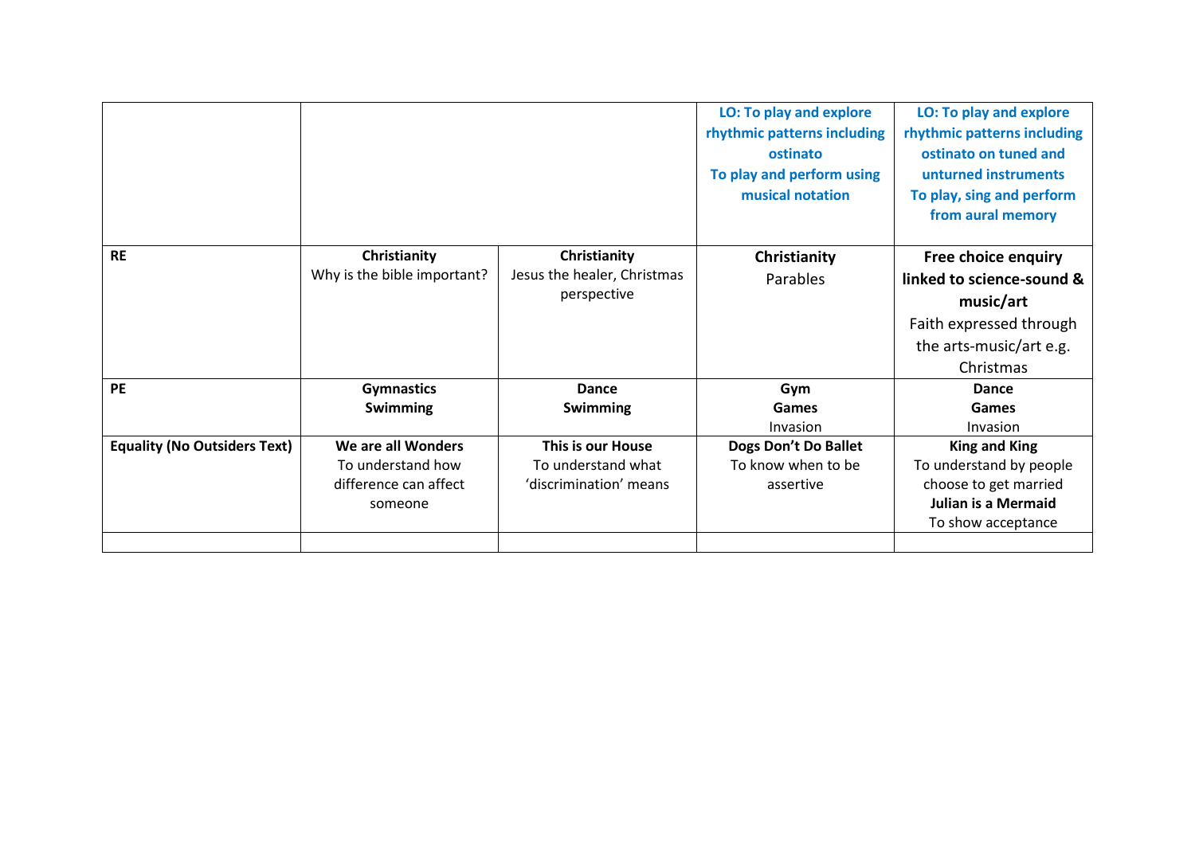|  |  |  | **LO: To play and explore rhythmic patterns including ostinato**<br>**To play and perform using musical notation** | **LO: To play and explore rhythmic patterns including ostinato on tuned and unturned instruments**<br>**To play, sing and perform from aural memory** |
|---|---|---|---|---|
| **RE** | **Christianity**<br>Why is the bible important? | **Christianity**<br>Jesus the healer, Christmas perspective | **Christianity**<br>Parables | **Free choice enquiry linked to science-sound & music/art**<br>Faith expressed through the arts-music/art e.g. Christmas |
| **PE** | **Gymnastics**<br>**Swimming** | **Dance**<br>**Swimming** | **Gym**<br>**Games**<br>Invasion | **Dance**<br>**Games**<br>Invasion |
| **Equality (No Outsiders Text)** | **We are all Wonders**<br>To understand how difference can affect someone | **This is our House**<br>To understand what 'discrimination' means | **Dogs Don't Do Ballet**<br>To know when to be assertive | **King and King**<br>To understand by people choose to get married<br>**Julian is a Mermaid**<br>To show acceptance |
|  |  |  |  |  |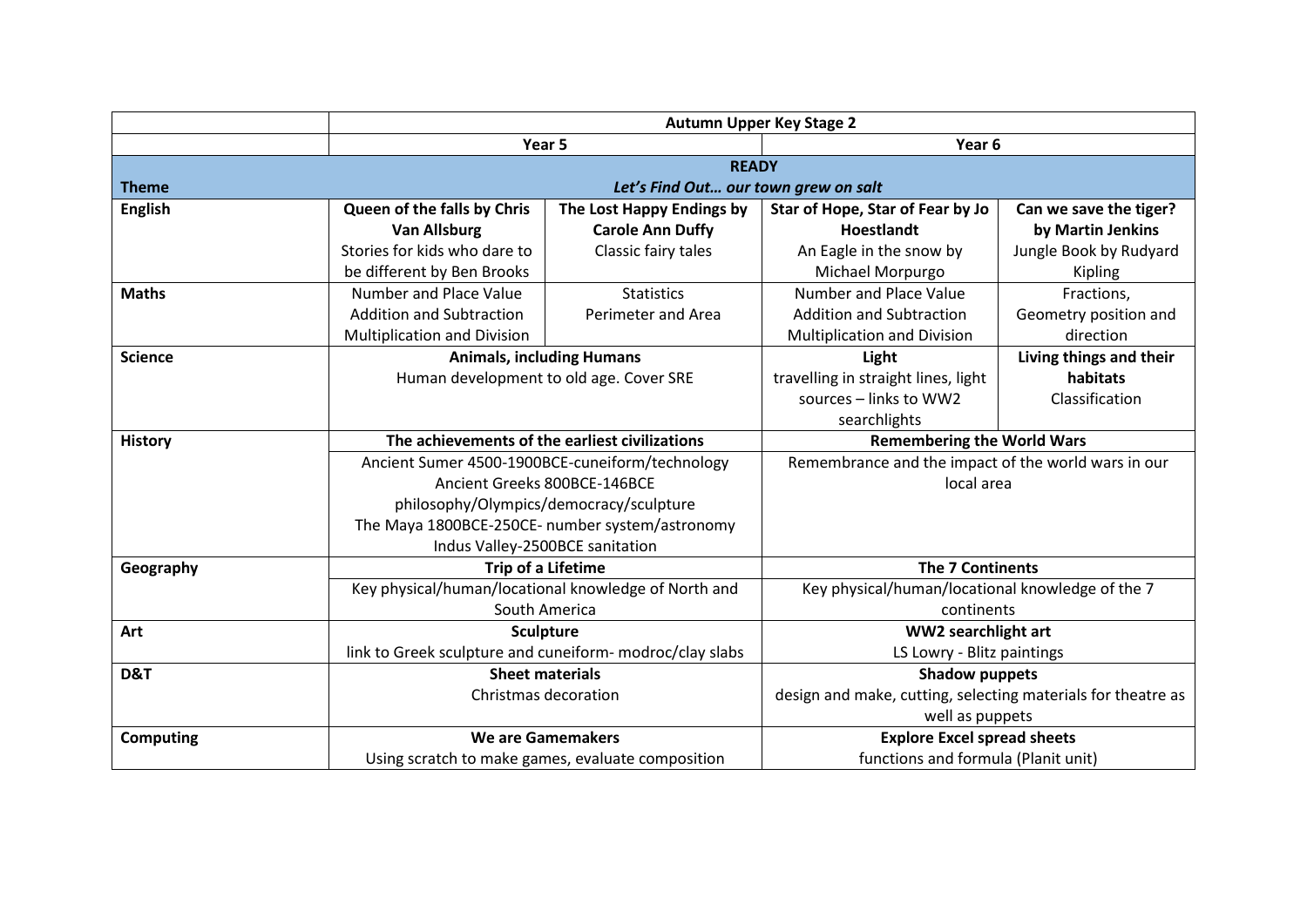| | Autumn Upper Key Stage 2 | | | |
|---|---|---|---|---|
| | Year 5 | | Year 6 | |
| | **READY** | | | |
| **Theme** | ***Let's Find Out… our town grew on salt*** | | | |
| **English** | **Queen of the falls by Chris Van Allsburg** Stories for kids who dare to be different by Ben Brooks | **The Lost Happy Endings by Carole Ann Duffy** Classic fairy tales | **Star of Hope, Star of Fear by Jo Hoestlandt** An Eagle in the snow by Michael Morpurgo | **Can we save the tiger? by Martin Jenkins** Jungle Book by Rudyard Kipling |
| **Maths** | Number and Place Value Addition and Subtraction Multiplication and Division | Statistics Perimeter and Area | Number and Place Value Addition and Subtraction Multiplication and Division | Fractions, Geometry position and direction |
| **Science** | **Animals, including Humans** Human development to old age. Cover SRE | | **Light** travelling in straight lines, light sources – links to WW2 searchlights | **Living things and their habitats** Classification |
| **History** | **The achievements of the earliest civilizations** Ancient Sumer 4500-1900BCE-cuneiform/technology Ancient Greeks 800BCE-146BCE philosophy/Olympics/democracy/sculpture The Maya 1800BCE-250CE- number system/astronomy Indus Valley-2500BCE sanitation | | **Remembering the World Wars** Remembrance and the impact of the world wars in our local area | |
| **Geography** | **Trip of a Lifetime** Key physical/human/locational knowledge of North and South America | | **The 7 Continents** Key physical/human/locational knowledge of the 7 continents | |
| **Art** | **Sculpture** link to Greek sculpture and cuneiform- modroc/clay slabs | | **WW2 searchlight art** LS Lowry - Blitz paintings | |
| **D&T** | **Sheet materials** Christmas decoration | | **Shadow puppets** design and make, cutting, selecting materials for theatre as well as puppets | |
| **Computing** | **We are Gamemakers** Using scratch to make games, evaluate composition | | **Explore Excel spread sheets** functions and formula (Planit unit) | |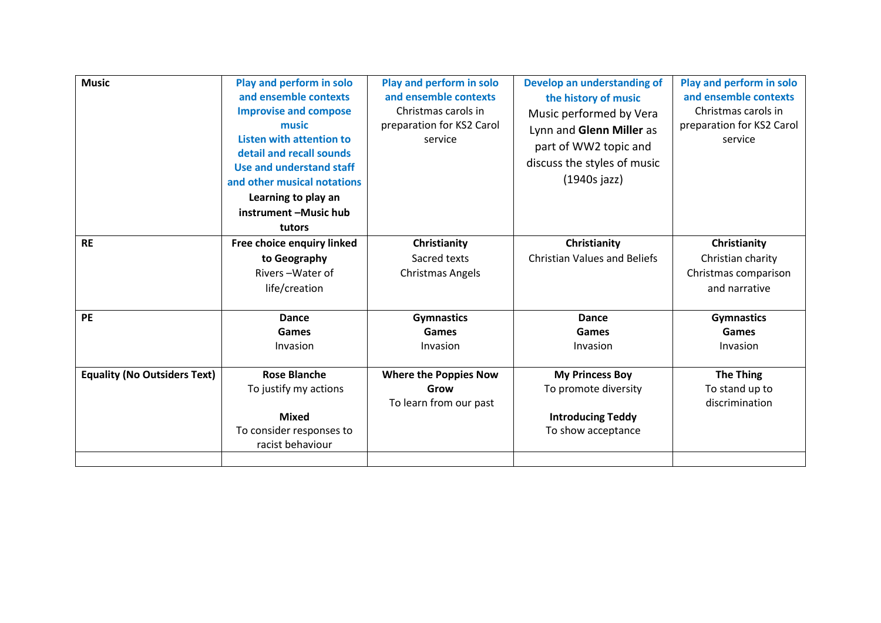| | | | | |
|---|---|---|---|---|
| **Music** | **Play and perform in solo and ensemble contexts**<br>**Improvise and compose music**<br>**Listen with attention to detail and recall sounds**<br>**Use and understand staff and other musical notations**<br>**Learning to play an instrument –Music hub tutors** | **Play and perform in solo and ensemble contexts**<br>Christmas carols in preparation for KS2 Carol service | **Develop an understanding of the history of music**<br>Music performed by Vera Lynn and **Glenn Miller** as part of WW2 topic and discuss the styles of music (1940s jazz) | **Play and perform in solo and ensemble contexts**<br>Christmas carols in preparation for KS2 Carol service |
| **RE** | **Free choice enquiry linked to Geography**<br>Rivers –Water of life/creation | **Christianity**<br>Sacred texts<br>Christmas Angels | **Christianity**<br>Christian Values and Beliefs | **Christianity**<br>Christian charity<br>Christmas comparison and narrative |
| **PE** | **Dance**<br>**Games**<br>Invasion | **Gymnastics**<br>**Games**<br>Invasion | **Dance**<br>**Games**<br>Invasion | **Gymnastics**<br>**Games**<br>Invasion |
| **Equality (No Outsiders Text)** | **Rose Blanche**<br>To justify my actions<br><br>**Mixed**<br>To consider responses to racist behaviour | **Where the Poppies Now Grow**<br>To learn from our past | **My Princess Boy**<br>To promote diversity<br><br>**Introducing Teddy**<br>To show acceptance | **The Thing**<br>To stand up to discrimination |
| | | | | |